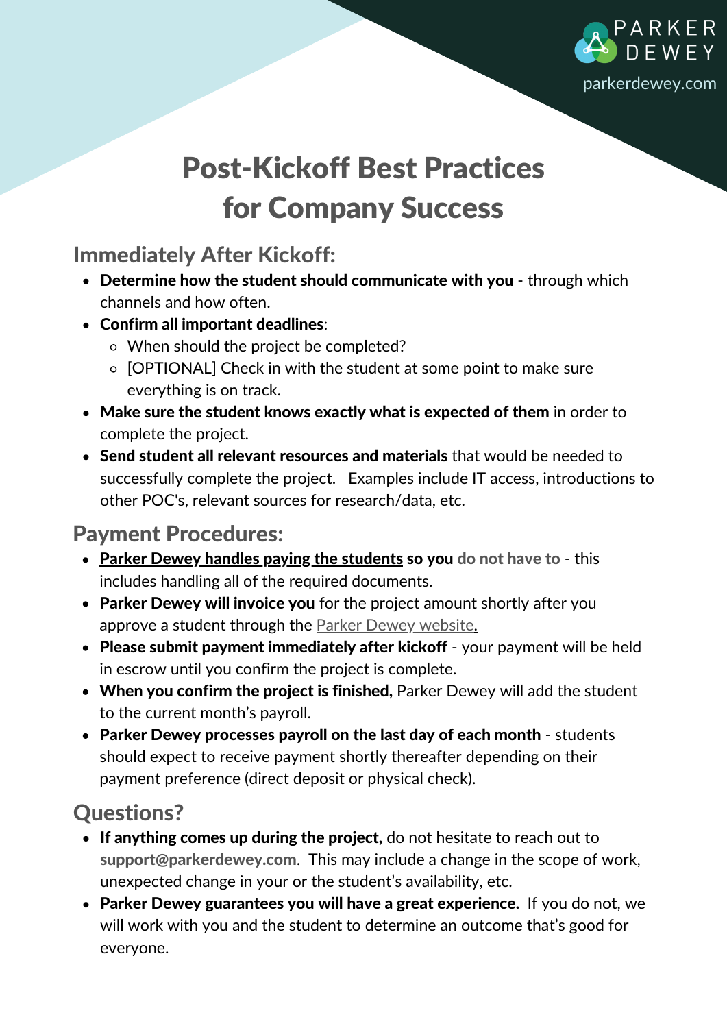PARKER DEWEY

parkerdewey.com

# Post-Kickoff Best Practices for Company Success

## Immediately After Kickoff:

- **Determine how the student should communicate with you** - through which channels and how often.
- **Confirm all important deadlines**:
  - When should the project be completed?
  - [OPTIONAL] Check in with the student at some point to make sure everything is on track.
- **Make sure the student knows exactly what is expected of them** in order to complete the project.
- **Send student all relevant resources and materials** that would be needed to successfully complete the project. Examples include IT access, introductions to other POC's, relevant sources for research/data, etc.

## Payment Procedures:

- **Parker Dewey handles paying the students so you do not have to** - this includes handling all of the required documents.
- **Parker Dewey will invoice you** for the project amount shortly after you approve a student through the Parker Dewey website.
- **Please submit payment immediately after kickoff** - your payment will be held in escrow until you confirm the project is complete.
- **When you confirm the project is finished,** Parker Dewey will add the student to the current month's payroll.
- **Parker Dewey processes payroll on the last day of each month** - students should expect to receive payment shortly thereafter depending on their payment preference (direct deposit or physical check).

## Questions?

- **If anything comes up during the project,** do not hesitate to reach out to **support@parkerdewey.com**. This may include a change in the scope of work, unexpected change in your or the student's availability, etc.
- **Parker Dewey guarantees you will have a great experience.** If you do not, we will work with you and the student to determine an outcome that's good for everyone.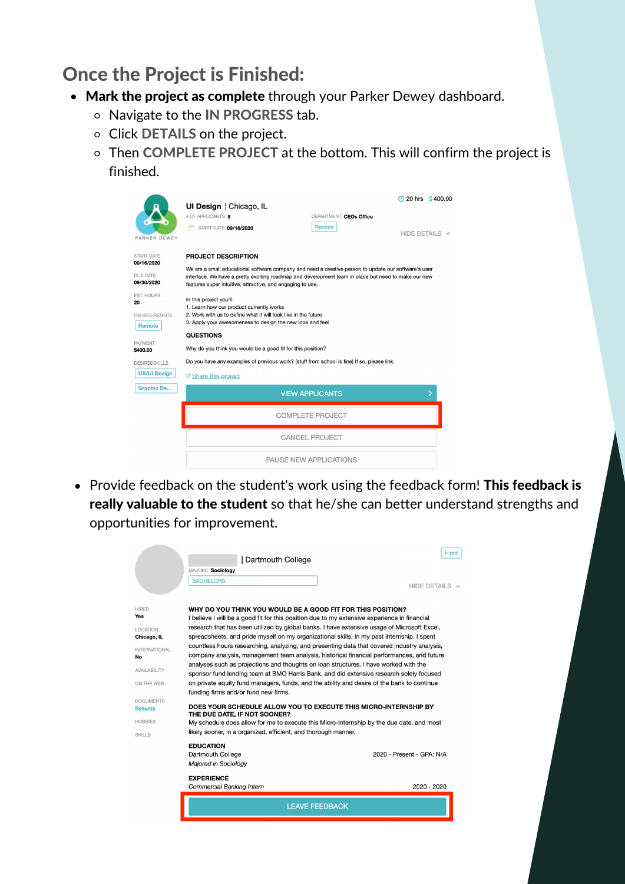## Once the Project is Finished:

- **Mark the project as complete** through your Parker Dewey dashboard.
  - Navigate to the **IN PROGRESS** tab.
  - Click **DETAILS** on the project.
  - Then **COMPLETE PROJECT** at the bottom. This will confirm the project is finished.

UI Design | Chicago, IL

20 hrs $400.00

# OF APPLICANTS: 8

DEPARTMENT: CEOs Office

START DATE: 09/16/2020

Remote

HIDE DETAILS

START DATE
09/16/2020

DUE DATE
09/30/2020

EST. HOURS
20

ON-SITE/REMOTE
Remote

PAYMENT
$400.00

DESIREDSKILLS
UX/UI Design
Graphic De...

PROJECT DESCRIPTION

We are a small educational software company and need a creative person to update our software's user interface. We have a pretty exciting roadmap and development team in place but need to make our new features super intuitive, attractive, and engaging to use.

In this project you'll:
1. Learn how our product currently works
2. Work with us to define what it will look like in the future
3. Apply your awesomeness to design the new look and feel

QUESTIONS

Why do you think you would be a good fit for this position?

Do you have any examples of previous work? (stuff from school is fine) If so, please link.

Share this project

VIEW APPLICANTS

COMPLETE PROJECT

CANCEL PROJECT

PAUSE NEW APPLICATIONS

- Provide feedback on the student's work using the feedback form! **This feedback is really valuable to the student** so that he/she can better understand strengths and opportunities for improvement.

| Dartmouth College

MAJORS: Sociology

BACHELORS

Hired

HIDE DETAILS

HIRED
Yes

LOCATION
Chicago, IL

INTERNATIONAL
No

AVAILABILITY

ON THE WEB

DOCUMENTS
Resume

HOBBIES

SKILLS

WHY DO YOU THINK YOU WOULD BE A GOOD FIT FOR THIS POSITION?

I believe I will be a good fit for this position due to my extensive experience in financial research that has been utilized by global banks. I have extensive usage of Microsoft Excel, spreadsheets, and pride myself on my organizational skills. In my past internship, I spent countless hours researching, analyzing, and presenting data that covered industry analysis, company analysis, management team analysis, historical financial performances, and future analyses such as projections and thoughts on loan structures. I have worked with the sponsor fund lending team at BMO Harris Bank, and did extensive research solely focused on private equity fund managers, funds, and the ability and desire of the bank to continue funding firms and/or fund new firms.

DOES YOUR SCHEDULE ALLOW YOU TO EXECUTE THIS MICRO-INTERNSHIP BY THE DUE DATE, IF NOT SOONER?

My schedule does allow for me to execute this Micro-Internship by the due date, and most likely sooner, in a organized, efficient, and thorough manner.

EDUCATION

Dartmouth College — 2020 - Present - GPA: N/A

*Majored in Sociology*

EXPERIENCE

*Commercial Banking Intern* — 2020 - 2020

LEAVE FEEDBACK